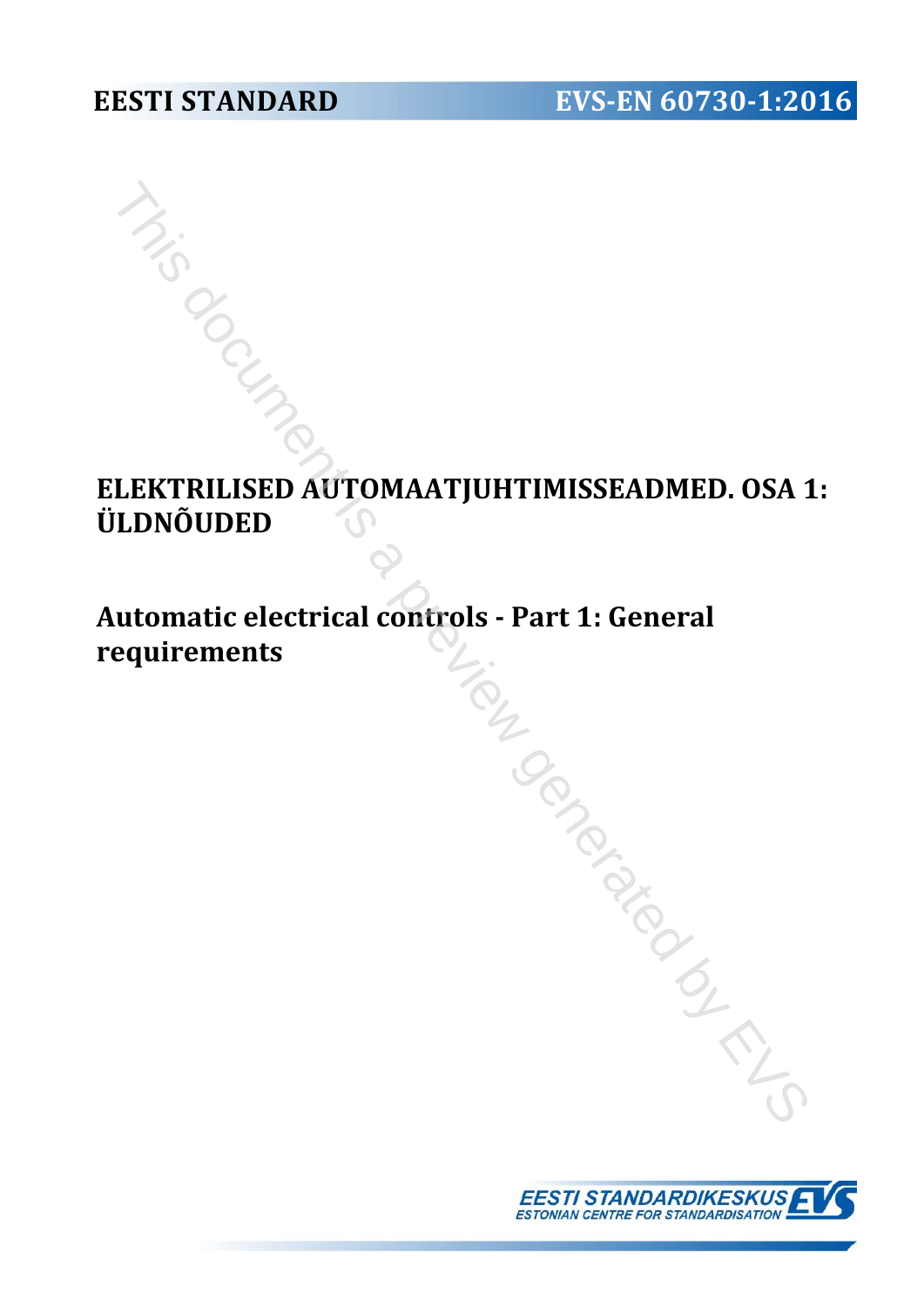**EESTI STANDARD** **EVS-EN 60730-1:2016**

# ELEKTRILISED AUTOMAATJUHTIMISSEADMED. OSA 1: ÜLDNÕUDED

# Automatic electrical controls - Part 1: General requirements

EESTI STANDARDIKESKUS
ESTONIAN CENTRE FOR STANDARDISATION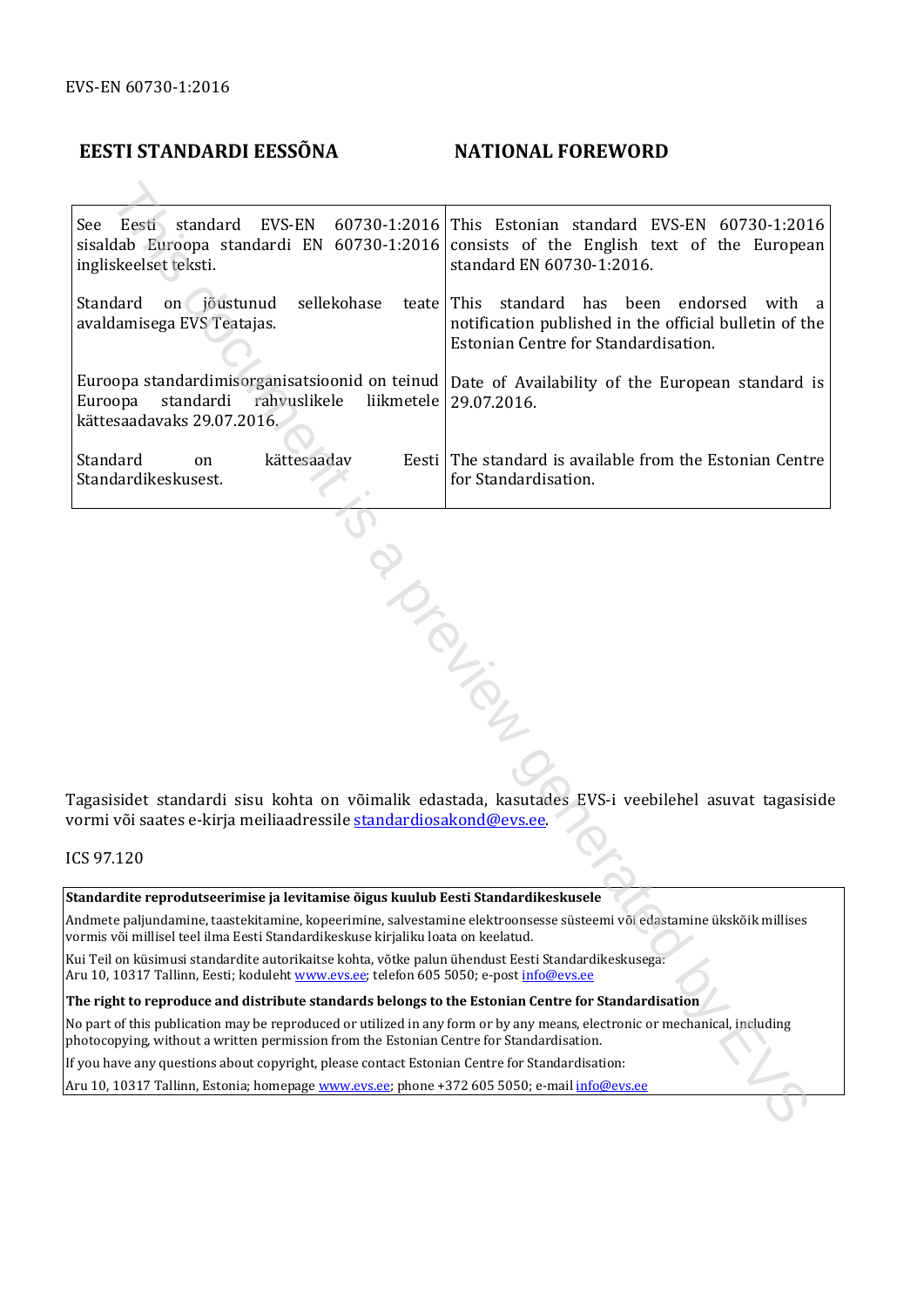EVS-EN 60730-1:2016

## EESTI STANDARDI EESSÕNA

## NATIONAL FOREWORD

| EESTI STANDARDI EESSÕNA | NATIONAL FOREWORD |
|---|---|
| See Eesti standard EVS-EN 60730-1:2016 sisaldab Euroopa standardi EN 60730-1:2016 ingliskeelset teksti. | This Estonian standard EVS-EN 60730-1:2016 consists of the English text of the European standard EN 60730-1:2016. |
| Standard on jõustunud sellekohase teate avaldamisega EVS Teatajas. | This standard has been endorsed with a notification published in the official bulletin of the Estonian Centre for Standardisation. |
| Euroopa standardimisorganisatsioonid on teinud Euroopa standardi rahvuslikele liikmetele kättesaadavaks 29.07.2016. | Date of Availability of the European standard is 29.07.2016. |
| Standard on kättesaadav Eesti Standardikeskusest. | The standard is available from the Estonian Centre for Standardisation. |

Tagasisidet standardi sisu kohta on võimalik edastada, kasutades EVS-i veebilehel asuvat tagasiside vormi või saates e-kirja meiliaadressile standardiosakond@evs.ee.

ICS 97.120

**Standardite reprodutseerimise ja levitamise õigus kuulub Eesti Standardikeskusele**

Andmete paljundamine, taastekitamine, kopeerimine, salvestamine elektroonsesse süsteemi või edastamine ükskõik millises vormis või millisel teel ilma Eesti Standardikeskuse kirjaliku loata on keelatud.

Kui Teil on küsimusi standardite autorikaitse kohta, võtke palun ühendust Eesti Standardikeskusega:
Aru 10, 10317 Tallinn, Eesti; koduleht www.evs.ee; telefon 605 5050; e-post info@evs.ee

**The right to reproduce and distribute standards belongs to the Estonian Centre for Standardisation**

No part of this publication may be reproduced or utilized in any form or by any means, electronic or mechanical, including photocopying, without a written permission from the Estonian Centre for Standardisation.

If you have any questions about copyright, please contact Estonian Centre for Standardisation:

Aru 10, 10317 Tallinn, Estonia; homepage www.evs.ee; phone +372 605 5050; e-mail info@evs.ee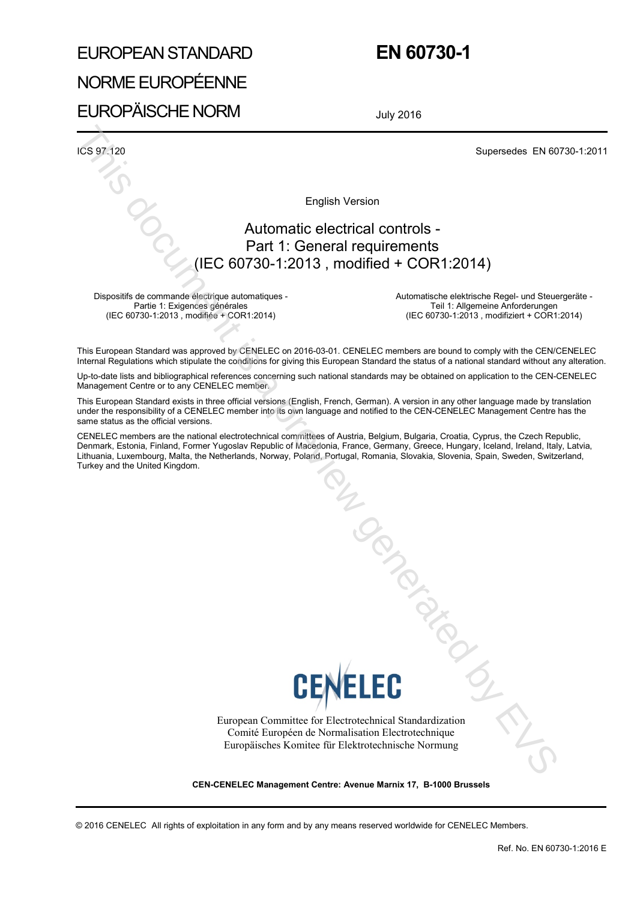# EUROPEAN STANDARD
# NORME EUROPÉENNE
# EUROPÄISCHE NORM

# EN 60730-1

July 2016

ICS 97.120

Supersedes EN 60730-1:2011

English Version

## Automatic electrical controls - Part 1: General requirements (IEC 60730-1:2013 , modified + COR1:2014)

Dispositifs de commande électrique automatiques - Partie 1: Exigences générales (IEC 60730-1:2013 , modifiée + COR1:2014)

Automatische elektrische Regel- und Steuergeräte - Teil 1: Allgemeine Anforderungen (IEC 60730-1:2013 , modifiziert + COR1:2014)

This European Standard was approved by CENELEC on 2016-03-01. CENELEC members are bound to comply with the CEN/CENELEC Internal Regulations which stipulate the conditions for giving this European Standard the status of a national standard without any alteration.

Up-to-date lists and bibliographical references concerning such national standards may be obtained on application to the CEN-CENELEC Management Centre or to any CENELEC member.

This European Standard exists in three official versions (English, French, German). A version in any other language made by translation under the responsibility of a CENELEC member into its own language and notified to the CEN-CENELEC Management Centre has the same status as the official versions.

CENELEC members are the national electrotechnical committees of Austria, Belgium, Bulgaria, Croatia, Cyprus, the Czech Republic, Denmark, Estonia, Finland, Former Yugoslav Republic of Macedonia, France, Germany, Greece, Hungary, Iceland, Ireland, Italy, Latvia, Lithuania, Luxembourg, Malta, the Netherlands, Norway, Poland, Portugal, Romania, Slovakia, Slovenia, Spain, Sweden, Switzerland, Turkey and the United Kingdom.

CENELEC

European Committee for Electrotechnical Standardization
Comité Européen de Normalisation Electrotechnique
Europäisches Komitee für Elektrotechnische Normung

**CEN-CENELEC Management Centre: Avenue Marnix 17, B-1000 Brussels**

© 2016 CENELEC All rights of exploitation in any form and by any means reserved worldwide for CENELEC Members.

Ref. No. EN 60730-1:2016 E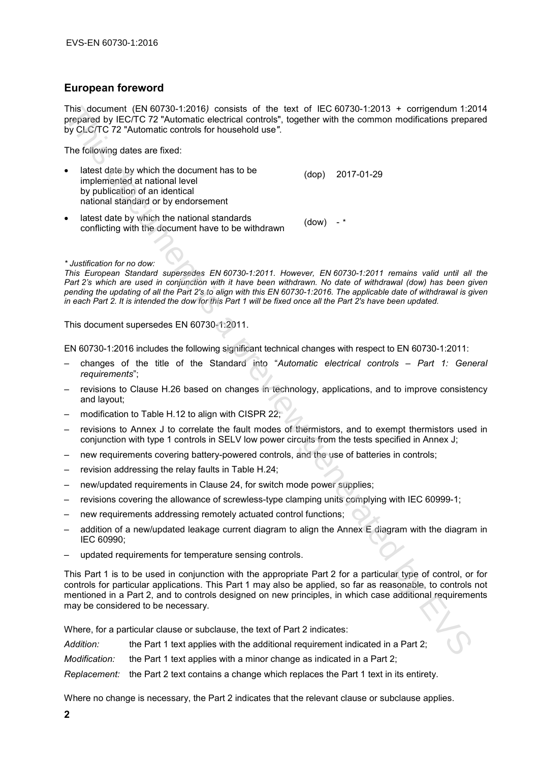## European foreword

This document (EN 60730-1:2016*)* consists of the text of IEC 60730-1:2013 + corrigendum 1:2014 prepared by IEC/TC 72 "Automatic electrical controls", together with the common modifications prepared by CLC/TC 72 "Automatic controls for household use*"*.

The following dates are fixed:

- latest date by which the document has to be implemented at national level by publication of an identical national standard or by endorsement (dop) 2017-01-29
- latest date by which the national standards conflicting with the document have to be withdrawn (dow) - *

*\* Justification for no dow:*
*This European Standard supersedes EN 60730-1:2011. However, EN 60730-1:2011 remains valid until all the Part 2's which are used in conjunction with it have been withdrawn. No date of withdrawal (dow) has been given pending the updating of all the Part 2's to align with this EN 60730-1:2016. The applicable date of withdrawal is given in each Part 2. It is intended the dow for this Part 1 will be fixed once all the Part 2's have been updated.*

This document supersedes EN 60730-1:2011.

EN 60730-1:2016 includes the following significant technical changes with respect to EN 60730-1:2011:

- changes of the title of the Standard into "*Automatic electrical controls – Part 1: General requirements*";
- revisions to Clause H.26 based on changes in technology, applications, and to improve consistency and layout;
- modification to Table H.12 to align with CISPR 22;
- revisions to Annex J to correlate the fault modes of thermistors, and to exempt thermistors used in conjunction with type 1 controls in SELV low power circuits from the tests specified in Annex J;
- new requirements covering battery-powered controls, and the use of batteries in controls;
- revision addressing the relay faults in Table H.24;
- new/updated requirements in Clause 24, for switch mode power supplies;
- revisions covering the allowance of screwless-type clamping units complying with IEC 60999-1;
- new requirements addressing remotely actuated control functions;
- addition of a new/updated leakage current diagram to align the Annex E diagram with the diagram in IEC 60990;
- updated requirements for temperature sensing controls.

This Part 1 is to be used in conjunction with the appropriate Part 2 for a particular type of control, or for controls for particular applications. This Part 1 may also be applied, so far as reasonable, to controls not mentioned in a Part 2, and to controls designed on new principles, in which case additional requirements may be considered to be necessary.

Where, for a particular clause or subclause, the text of Part 2 indicates:

*Addition:* the Part 1 text applies with the additional requirement indicated in a Part 2;

*Modification:* the Part 1 text applies with a minor change as indicated in a Part 2;

*Replacement:* the Part 2 text contains a change which replaces the Part 1 text in its entirety.

Where no change is necessary, the Part 2 indicates that the relevant clause or subclause applies.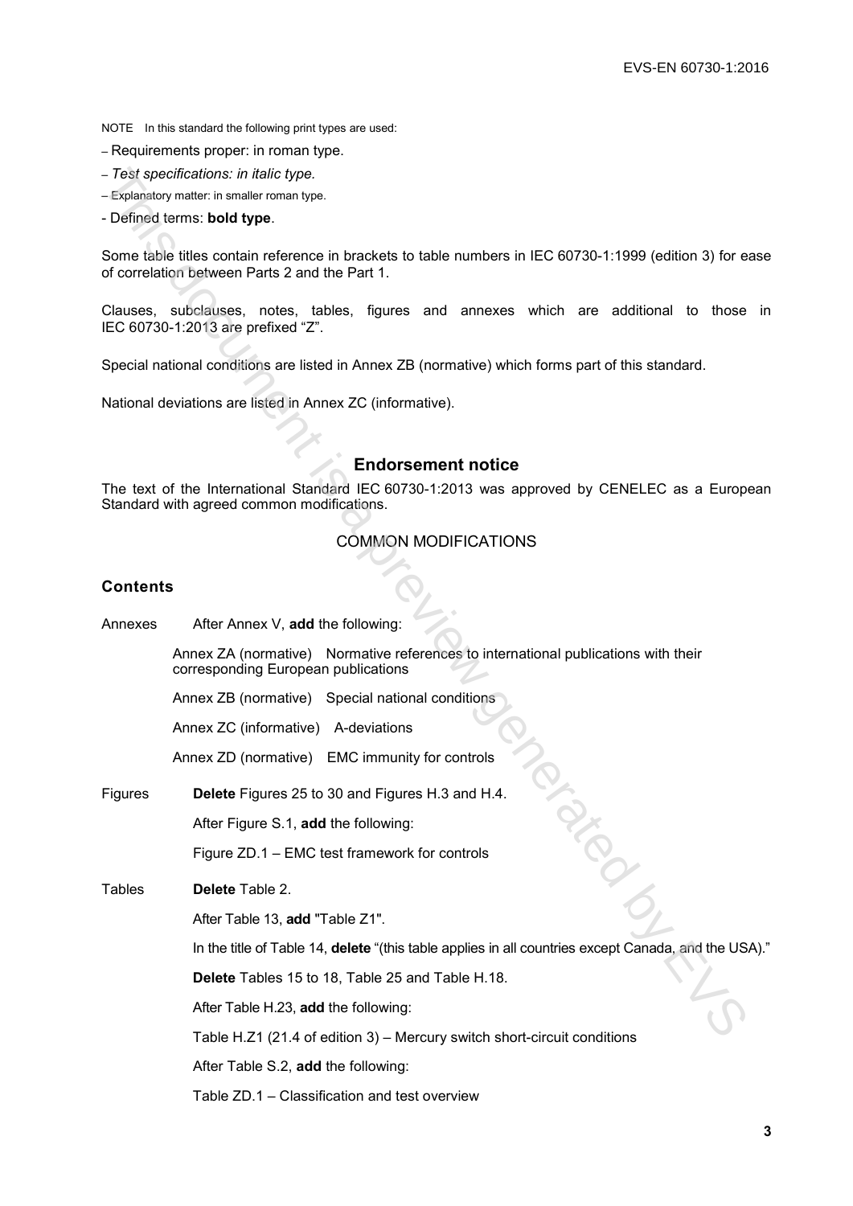NOTE In this standard the following print types are used:

– Requirements proper: in roman type.

– *Test specifications: in italic type.*

– Explanatory matter: in smaller roman type.

- Defined terms: **bold type**.

Some table titles contain reference in brackets to table numbers in IEC 60730-1:1999 (edition 3) for ease of correlation between Parts 2 and the Part 1.

Clauses, subclauses, notes, tables, figures and annexes which are additional to those in IEC 60730-1:2013 are prefixed “Z”.

Special national conditions are listed in Annex ZB (normative) which forms part of this standard.

National deviations are listed in Annex ZC (informative).

## Endorsement notice

The text of the International Standard IEC 60730-1:2013 was approved by CENELEC as a European Standard with agreed common modifications.

### COMMON MODIFICATIONS

### Contents

Annexes After Annex V, **add** the following:

Annex ZA (normative) Normative references to international publications with their corresponding European publications

Annex ZB (normative) Special national conditions

Annex ZC (informative) A-deviations

Annex ZD (normative) EMC immunity for controls

Figures **Delete** Figures 25 to 30 and Figures H.3 and H.4.

After Figure S.1, **add** the following:

Figure ZD.1 – EMC test framework for controls

Tables **Delete** Table 2.

After Table 13, **add** "Table Z1".

In the title of Table 14, **delete** “(this table applies in all countries except Canada, and the USA).”

**Delete** Tables 15 to 18, Table 25 and Table H.18.

After Table H.23, **add** the following:

Table H.Z1 (21.4 of edition 3) – Mercury switch short-circuit conditions

After Table S.2, **add** the following:

Table ZD.1 – Classification and test overview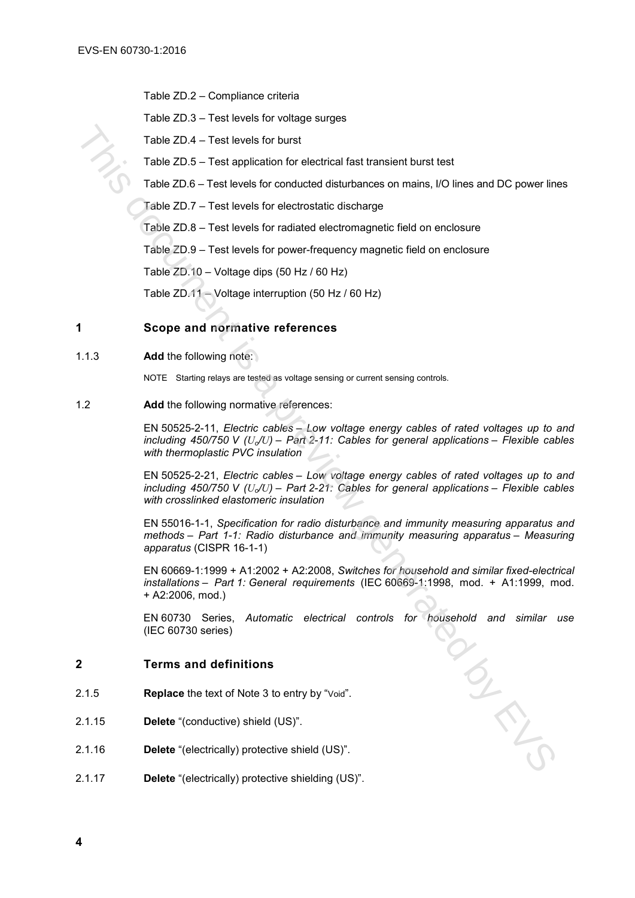Table ZD.2 – Compliance criteria

Table ZD.3 – Test levels for voltage surges

Table ZD.4 – Test levels for burst

Table ZD.5 – Test application for electrical fast transient burst test

Table ZD.6 – Test levels for conducted disturbances on mains, I/O lines and DC power lines

Table ZD.7 – Test levels for electrostatic discharge

Table ZD.8 – Test levels for radiated electromagnetic field on enclosure

Table ZD.9 – Test levels for power-frequency magnetic field on enclosure

Table ZD.10 – Voltage dips (50 Hz / 60 Hz)

Table ZD.11 – Voltage interruption (50 Hz / 60 Hz)

## 1 Scope and normative references

1.1.3 **Add** the following note:

NOTE Starting relays are tested as voltage sensing or current sensing controls.

1.2 **Add** the following normative references:

EN 50525-2-11, *Electric cables – Low voltage energy cables of rated voltages up to and including 450/750 V ($U_o/U$) – Part 2-11: Cables for general applications – Flexible cables with thermoplastic PVC insulation*

EN 50525-2-21, *Electric cables – Low voltage energy cables of rated voltages up to and including 450/750 V ($U_o/U$) – Part 2-21: Cables for general applications – Flexible cables with crosslinked elastomeric insulation*

EN 55016-1-1, *Specification for radio disturbance and immunity measuring apparatus and methods – Part 1-1: Radio disturbance and immunity measuring apparatus – Measuring apparatus* (CISPR 16-1-1)

EN 60669-1:1999 + A1:2002 + A2:2008, *Switches for household and similar fixed-electrical installations – Part 1: General requirements* (IEC 60669-1:1998, mod. + A1:1999, mod. + A2:2006, mod.)

EN 60730 Series, *Automatic electrical controls for household and similar use* (IEC 60730 series)

## 2 Terms and definitions

2.1.5 **Replace** the text of Note 3 to entry by "Void".

2.1.15 **Delete** "(conductive) shield (US)".

2.1.16 **Delete** "(electrically) protective shield (US)".

2.1.17 **Delete** "(electrically) protective shielding (US)".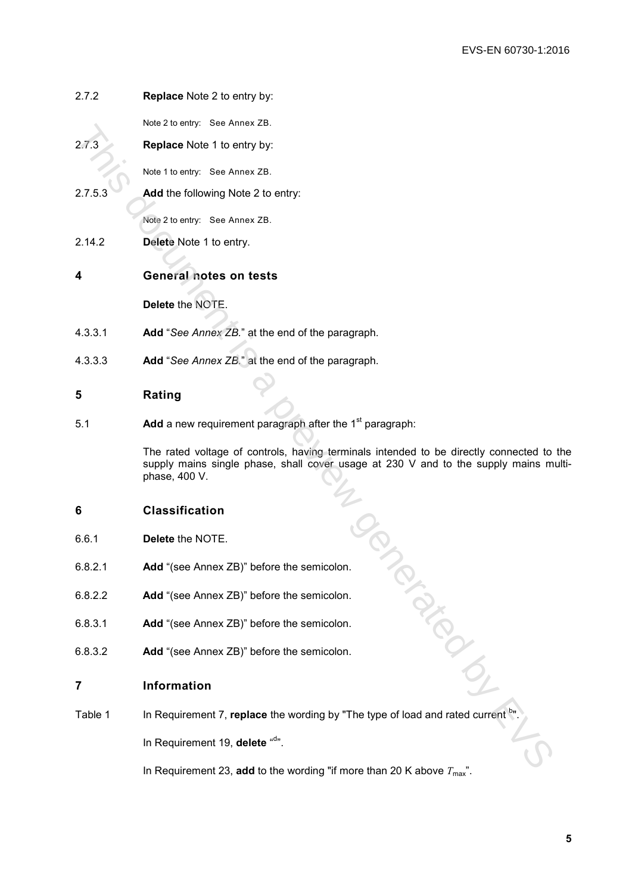2.7.2 **Replace** Note 2 to entry by:

Note 2 to entry: See Annex ZB.

2.7.3 **Replace** Note 1 to entry by:

Note 1 to entry: See Annex ZB.

2.7.5.3 **Add** the following Note 2 to entry:

Note 2 to entry: See Annex ZB.

2.14.2 **Delete** Note 1 to entry.

## 4 General notes on tests

**Delete** the NOTE.

4.3.3.1 **Add** "*See Annex ZB.*" at the end of the paragraph.

4.3.3.3 **Add** "*See Annex ZB.*" at the end of the paragraph.

## 5 Rating

5.1 **Add** a new requirement paragraph after the 1st paragraph:

The rated voltage of controls, having terminals intended to be directly connected to the supply mains single phase, shall cover usage at 230 V and to the supply mains multi-phase, 400 V.

## 6 Classification

6.6.1 **Delete** the NOTE.

6.8.2.1 **Add** "(see Annex ZB)" before the semicolon.

6.8.2.2 **Add** "(see Annex ZB)" before the semicolon.

6.8.3.1 **Add** "(see Annex ZB)" before the semicolon.

6.8.3.2 **Add** "(see Annex ZB)" before the semicolon.

## 7 Information

Table 1 In Requirement 7, **replace** the wording by "The type of load and rated current [b]".

In Requirement 19, **delete** "[d]".

In Requirement 23, **add** to the wording "if more than 20 K above $T_{max}$".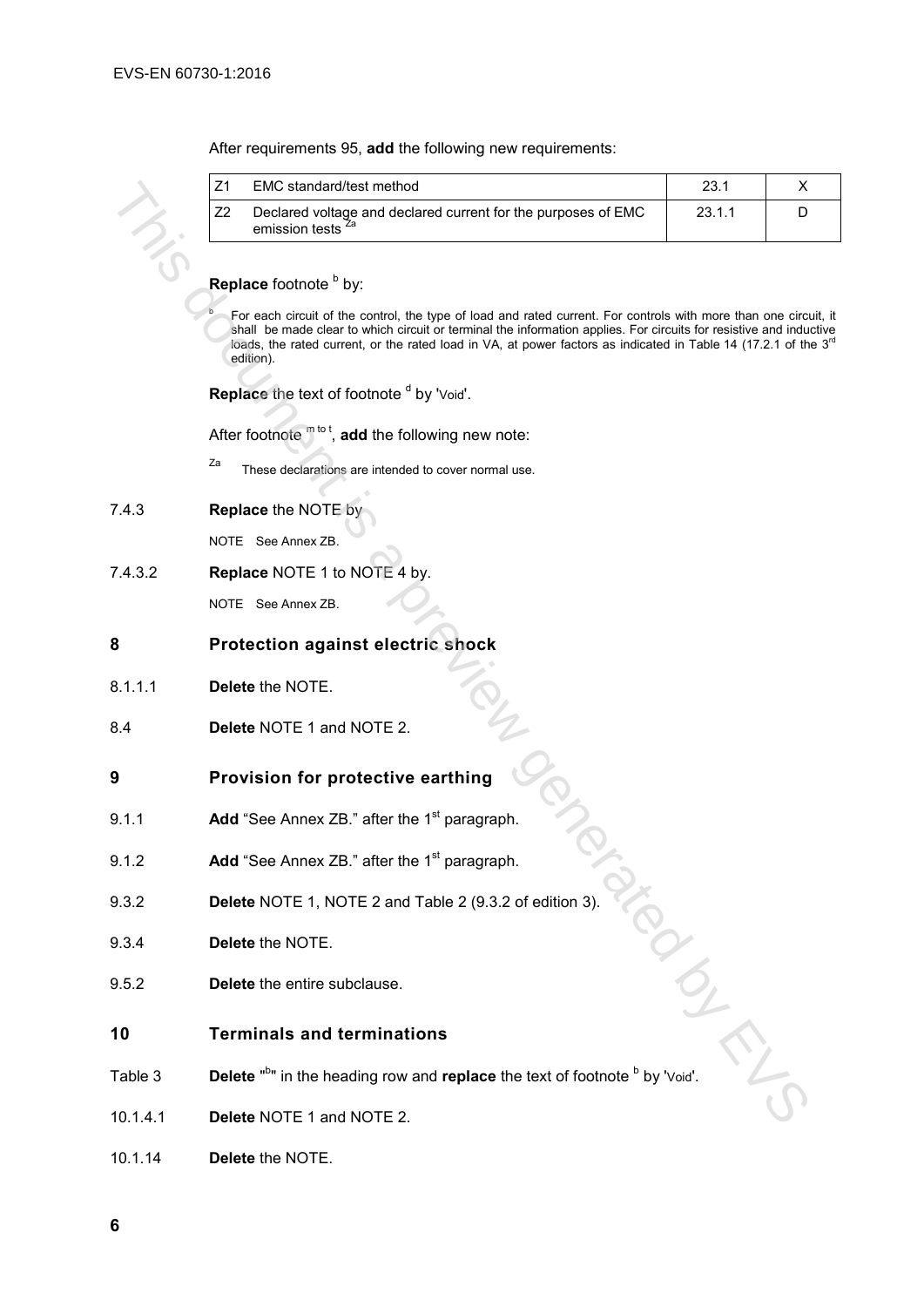After requirements 95, **add** the following new requirements:

| | | | |
|---|---|---|---|
| Z1 | EMC standard/test method | 23.1 | X |
| Z2 | Declared voltage and declared current for the purposes of EMC emission tests [Za] | 23.1.1 | D |

**Replace** footnote [b] by:

[b] For each circuit of the control, the type of load and rated current. For controls with more than one circuit, it shall be made clear to which circuit or terminal the information applies. For circuits for resistive and inductive loads, the rated current, or the rated load in VA, at power factors as indicated in Table 14 (17.2.1 of the 3rd edition).

**Replace** the text of footnote [d] by 'Void'.

After footnote [m to t], **add** the following new note:

[Za] These declarations are intended to cover normal use.

7.4.3 **Replace** the NOTE by

NOTE See Annex ZB.

7.4.3.2 **Replace** NOTE 1 to NOTE 4 by.

NOTE See Annex ZB.

## 8 Protection against electric shock

8.1.1.1 **Delete** the NOTE.

8.4 **Delete** NOTE 1 and NOTE 2.

## 9 Provision for protective earthing

9.1.1 **Add** “See Annex ZB.” after the 1st paragraph.

9.1.2 **Add** “See Annex ZB.” after the 1st paragraph.

9.3.2 **Delete** NOTE 1, NOTE 2 and Table 2 (9.3.2 of edition 3).

9.3.4 **Delete** the NOTE.

9.5.2 **Delete** the entire subclause.

## 10 Terminals and terminations

Table 3 **Delete** "[b]" in the heading row and **replace** the text of footnote [b] by 'Void'.

10.1.4.1 **Delete** NOTE 1 and NOTE 2.

10.1.14 **Delete** the NOTE.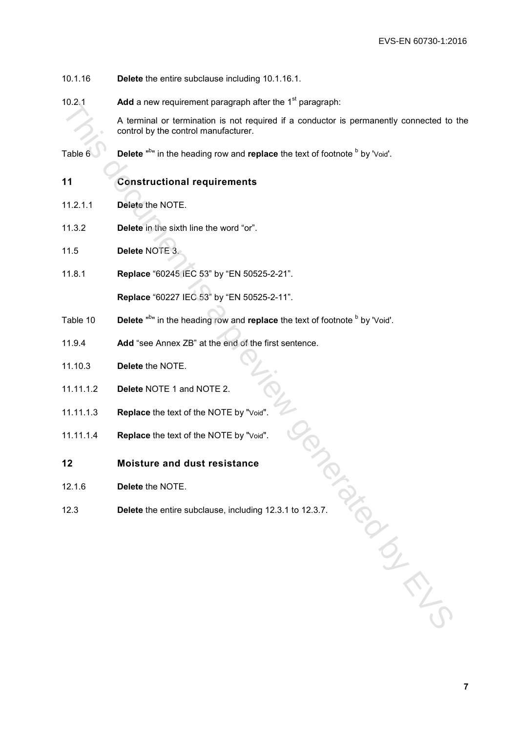10.1.16 **Delete** the entire subclause including 10.1.16.1.

10.2.1 **Add** a new requirement paragraph after the 1st paragraph:

A terminal or termination is not required if a conductor is permanently connected to the control by the control manufacturer.

Table 6 **Delete** "b" in the heading row and **replace** the text of footnote b by 'Void'.

## 11 Constructional requirements

11.2.1.1 **Delete** the NOTE.

11.3.2 **Delete** in the sixth line the word "or".

11.5 **Delete** NOTE 3.

11.8.1 **Replace** "60245 IEC 53" by "EN 50525-2-21".

**Replace** "60227 IEC 53" by "EN 50525-2-11".

Table 10 **Delete** "b" in the heading row and **replace** the text of footnote b by 'Void'.

11.9.4 **Add** "see Annex ZB" at the end of the first sentence.

11.10.3 **Delete** the NOTE.

11.11.1.2 **Delete** NOTE 1 and NOTE 2.

11.11.1.3 **Replace** the text of the NOTE by "Void".

11.11.1.4 **Replace** the text of the NOTE by "Void".

## 12 Moisture and dust resistance

12.1.6 **Delete** the NOTE.

12.3 **Delete** the entire subclause, including 12.3.1 to 12.3.7.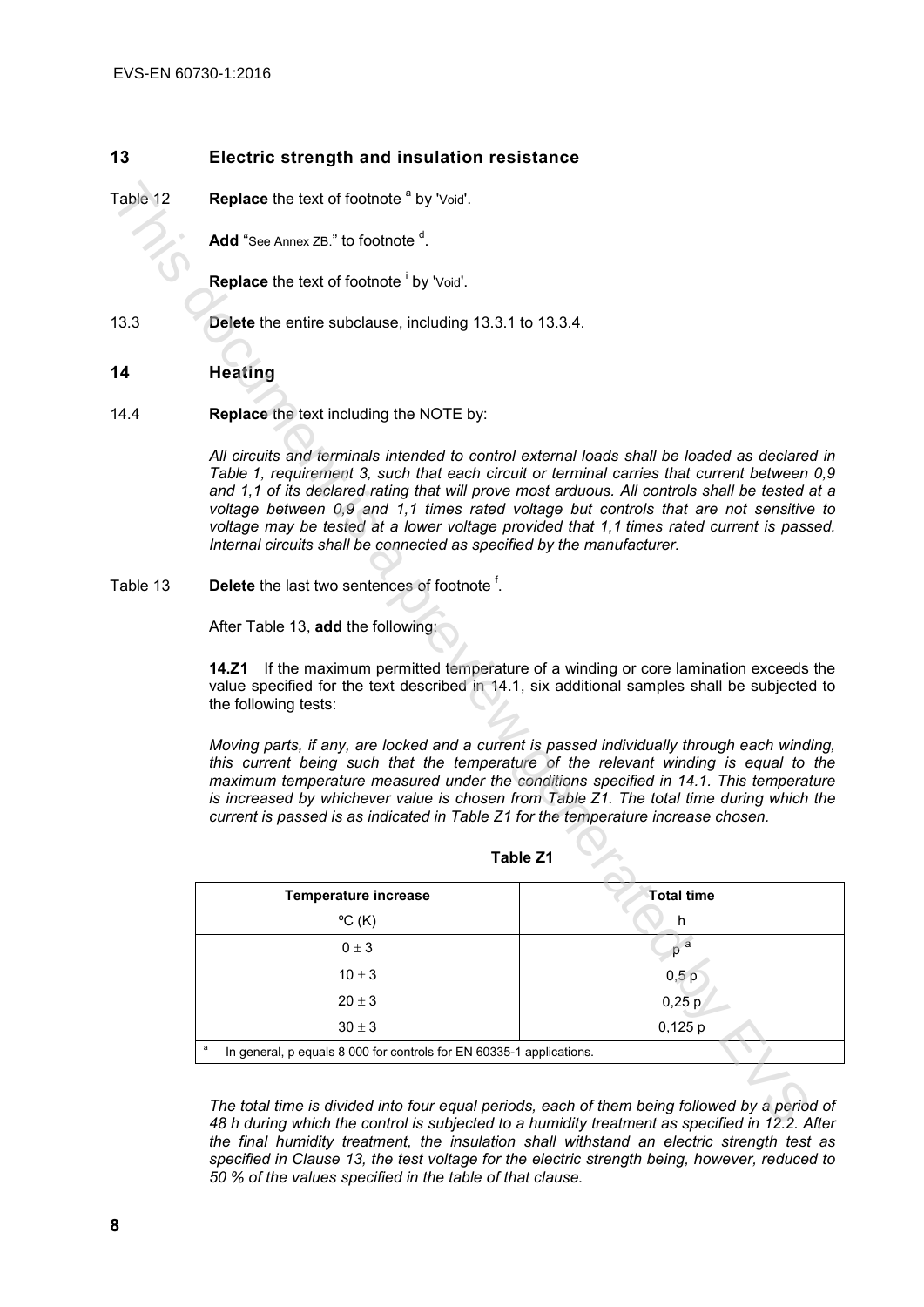## 13 Electric strength and insulation resistance

Table 12 **Replace** the text of footnote [a] by 'Void'.

**Add** "See Annex ZB." to footnote [d].

**Replace** the text of footnote [i] by 'Void'.

13.3 **Delete** the entire subclause, including 13.3.1 to 13.3.4.

## 14 Heating

14.4 **Replace** the text including the NOTE by:

*All circuits and terminals intended to control external loads shall be loaded as declared in Table 1, requirement 3, such that each circuit or terminal carries that current between 0,9 and 1,1 of its declared rating that will prove most arduous. All controls shall be tested at a voltage between 0,9 and 1,1 times rated voltage but controls that are not sensitive to voltage may be tested at a lower voltage provided that 1,1 times rated current is passed. Internal circuits shall be connected as specified by the manufacturer.*

Table 13 **Delete** the last two sentences of footnote [f].

After Table 13, **add** the following:

**14.Z1** If the maximum permitted temperature of a winding or core lamination exceeds the value specified for the text described in 14.1, six additional samples shall be subjected to the following tests:

*Moving parts, if any, are locked and a current is passed individually through each winding, this current being such that the temperature of the relevant winding is equal to the maximum temperature measured under the conditions specified in 14.1. This temperature is increased by whichever value is chosen from Table Z1. The total time during which the current is passed is as indicated in Table Z1 for the temperature increase chosen.*

**Table Z1**

| Temperature increase<br>ºC (K) | Total time<br>h |
|---|---|
| $0 \pm 3$ | p [a] |
| $10 \pm 3$ | 0,5 p |
| $20 \pm 3$ | 0,25 p |
| $30 \pm 3$ | 0,125 p |

[a] In general, p equals 8 000 for controls for EN 60335-1 applications.

*The total time is divided into four equal periods, each of them being followed by a period of 48 h during which the control is subjected to a humidity treatment as specified in 12.2. After the final humidity treatment, the insulation shall withstand an electric strength test as specified in Clause 13, the test voltage for the electric strength being, however, reduced to 50 % of the values specified in the table of that clause.*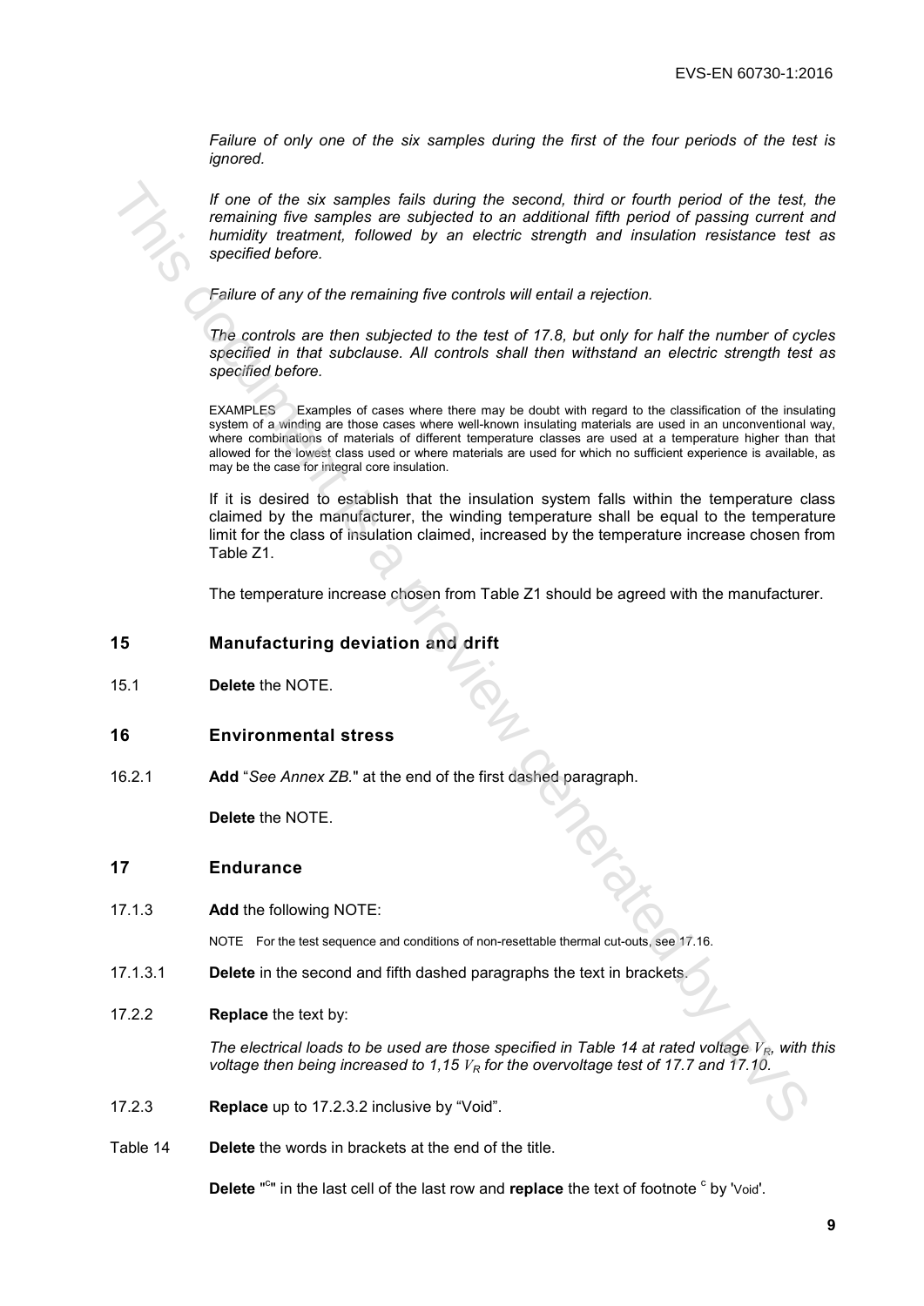*Failure of only one of the six samples during the first of the four periods of the test is ignored.*

*If one of the six samples fails during the second, third or fourth period of the test, the remaining five samples are subjected to an additional fifth period of passing current and humidity treatment, followed by an electric strength and insulation resistance test as specified before.*

*Failure of any of the remaining five controls will entail a rejection.*

*The controls are then subjected to the test of 17.8, but only for half the number of cycles specified in that subclause. All controls shall then withstand an electric strength test as specified before.*

EXAMPLES Examples of cases where there may be doubt with regard to the classification of the insulating system of a winding are those cases where well-known insulating materials are used in an unconventional way, where combinations of materials of different temperature classes are used at a temperature higher than that allowed for the lowest class used or where materials are used for which no sufficient experience is available, as may be the case for integral core insulation.

If it is desired to establish that the insulation system falls within the temperature class claimed by the manufacturer, the winding temperature shall be equal to the temperature limit for the class of insulation claimed, increased by the temperature increase chosen from Table Z1.

The temperature increase chosen from Table Z1 should be agreed with the manufacturer.

## 15 Manufacturing deviation and drift

15.1 **Delete** the NOTE.

## 16 Environmental stress

16.2.1 **Add** "*See Annex ZB.*" at the end of the first dashed paragraph.

**Delete** the NOTE.

## 17 Endurance

17.1.3 **Add** the following NOTE:

NOTE For the test sequence and conditions of non-resettable thermal cut-outs, see 17.16.

17.1.3.1 **Delete** in the second and fifth dashed paragraphs the text in brackets.

17.2.2 **Replace** the text by:

*The electrical loads to be used are those specified in Table 14 at rated voltage $V_R$, with this voltage then being increased to 1,15 $V_R$ for the overvoltage test of 17.7 and 17.10.*

17.2.3 **Replace** up to 17.2.3.2 inclusive by "Void".

Table 14 **Delete** the words in brackets at the end of the title.

**Delete** "[c]" in the last cell of the last row and **replace** the text of footnote [c] by 'Void'.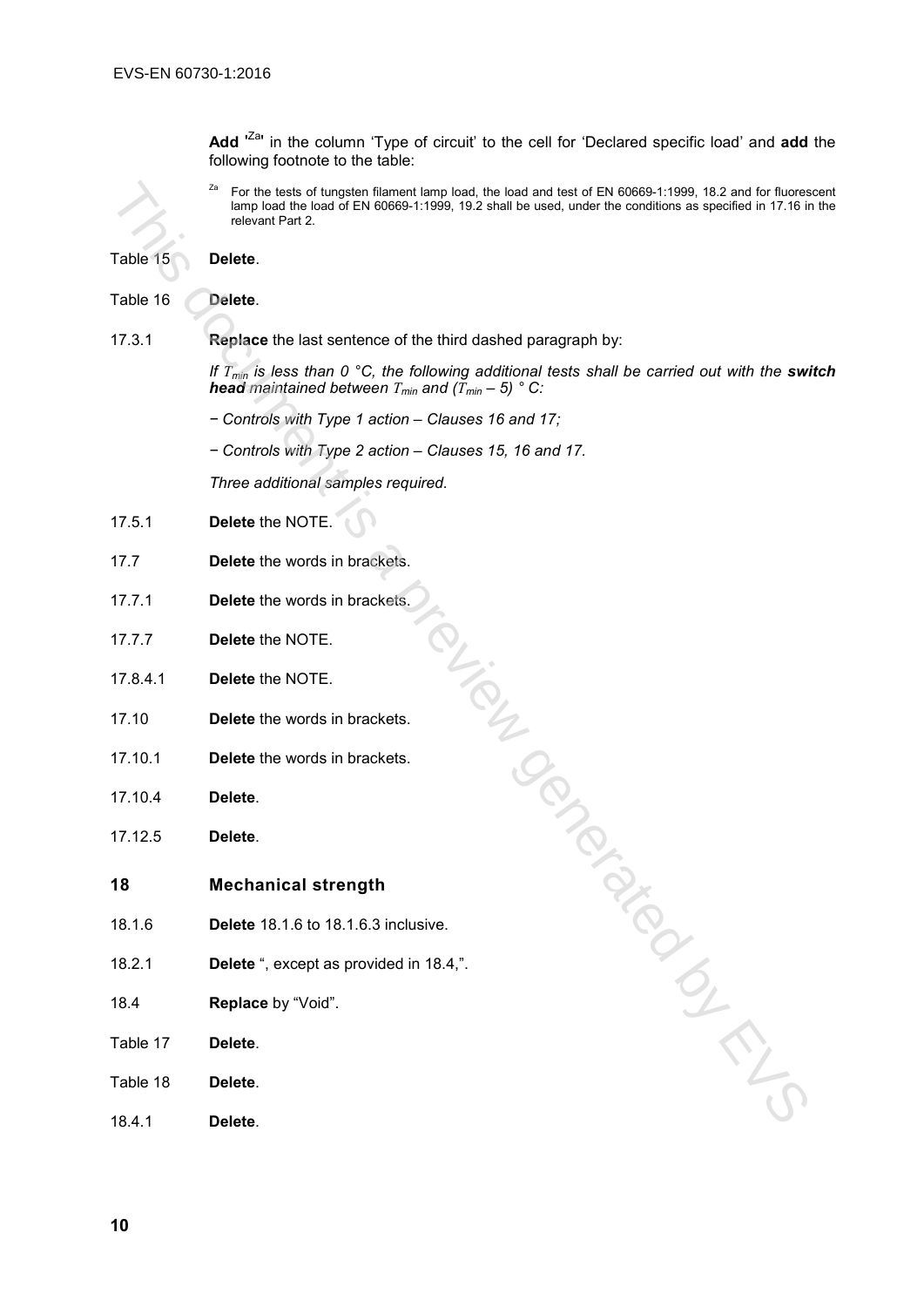**Add** 'Za' in the column 'Type of circuit' to the cell for 'Declared specific load' and **add** the following footnote to the table:

[Za] For the tests of tungsten filament lamp load, the load and test of EN 60669-1:1999, 18.2 and for fluorescent lamp load the load of EN 60669-1:1999, 19.2 shall be used, under the conditions as specified in 17.16 in the relevant Part 2.

Table 15 **Delete**.

Table 16 **Delete**.

17.3.1 **Replace** the last sentence of the third dashed paragraph by:

*If $T_{min}$ is less than 0 °C, the following additional tests shall be carried out with the **switch head** maintained between $T_{min}$ and ($T_{min}$ – 5) ° C:*

*− Controls with Type 1 action – Clauses 16 and 17;*

*− Controls with Type 2 action – Clauses 15, 16 and 17.*

*Three additional samples required.*

17.5.1 **Delete** the NOTE.

17.7 **Delete** the words in brackets.

17.7.1 **Delete** the words in brackets.

17.7.7 **Delete** the NOTE.

17.8.4.1 **Delete** the NOTE.

17.10 **Delete** the words in brackets.

17.10.1 **Delete** the words in brackets.

17.10.4 **Delete**.

17.12.5 **Delete**.

## 18 Mechanical strength

18.1.6 **Delete** 18.1.6 to 18.1.6.3 inclusive.

18.2.1 **Delete** ", except as provided in 18.4,".

18.4 **Replace** by "Void".

Table 17 **Delete**.

Table 18 **Delete**.

18.4.1 **Delete**.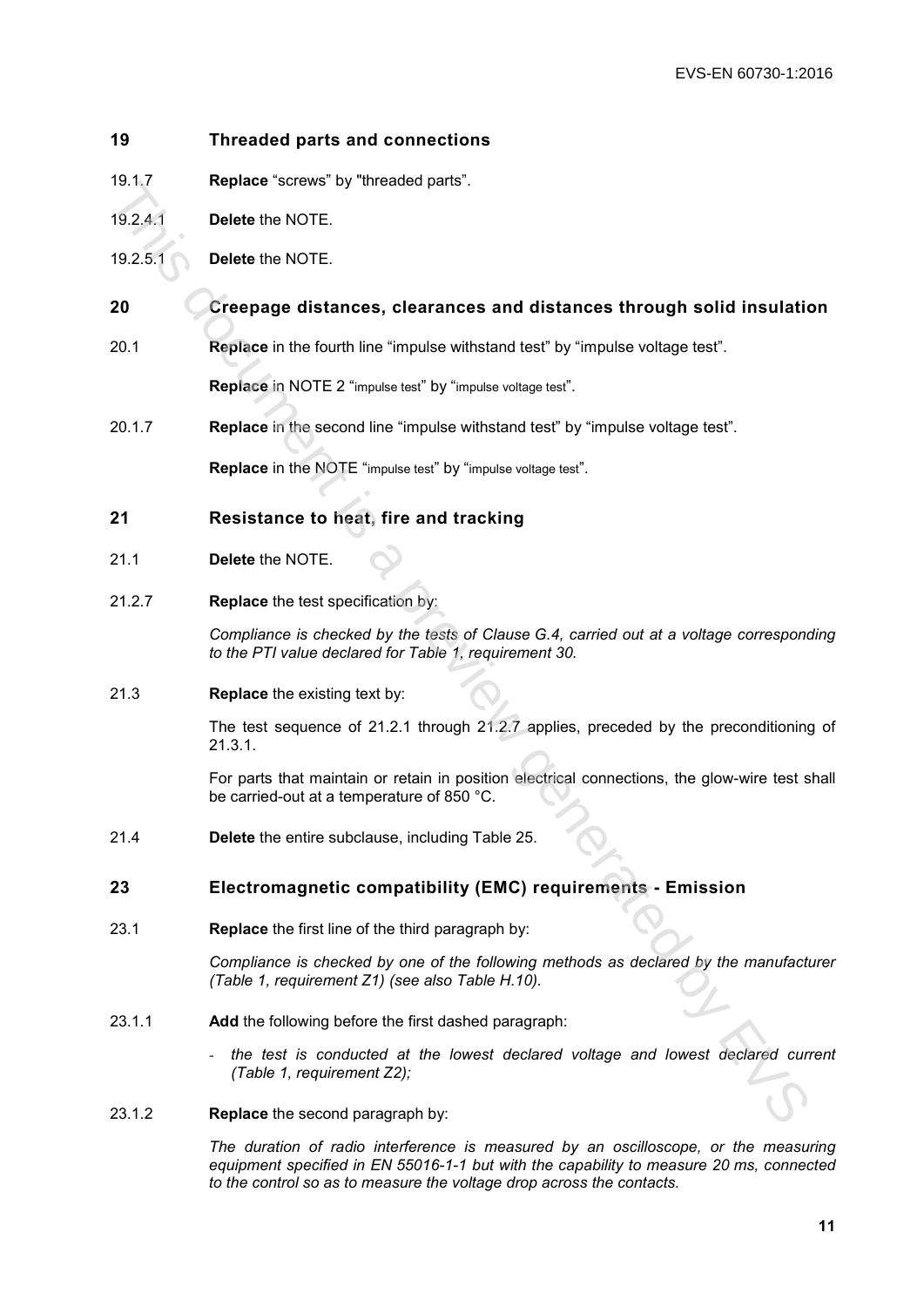## 19 Threaded parts and connections

19.1.7 **Replace** "screws" by "threaded parts".

19.2.4.1 **Delete** the NOTE.

19.2.5.1 **Delete** the NOTE.

## 20 Creepage distances, clearances and distances through solid insulation

20.1 **Replace** in the fourth line "impulse withstand test" by "impulse voltage test".

**Replace** in NOTE 2 "impulse test" by "impulse voltage test".

20.1.7 **Replace** in the second line "impulse withstand test" by "impulse voltage test".

**Replace** in the NOTE "impulse test" by "impulse voltage test".

## 21 Resistance to heat, fire and tracking

21.1 **Delete** the NOTE.

21.2.7 **Replace** the test specification by:

*Compliance is checked by the tests of Clause G.4, carried out at a voltage corresponding to the PTI value declared for Table 1, requirement 30.*

21.3 **Replace** the existing text by:

The test sequence of 21.2.1 through 21.2.7 applies, preceded by the preconditioning of 21.3.1.

For parts that maintain or retain in position electrical connections, the glow-wire test shall be carried-out at a temperature of 850 °C.

21.4 **Delete** the entire subclause, including Table 25.

## 23 Electromagnetic compatibility (EMC) requirements - Emission

23.1 **Replace** the first line of the third paragraph by:

*Compliance is checked by one of the following methods as declared by the manufacturer (Table 1, requirement Z1) (see also Table H.10).*

23.1.1 **Add** the following before the first dashed paragraph:

- *the test is conducted at the lowest declared voltage and lowest declared current (Table 1, requirement Z2);*

23.1.2 **Replace** the second paragraph by:

*The duration of radio interference is measured by an oscilloscope, or the measuring equipment specified in EN 55016-1-1 but with the capability to measure 20 ms, connected to the control so as to measure the voltage drop across the contacts.*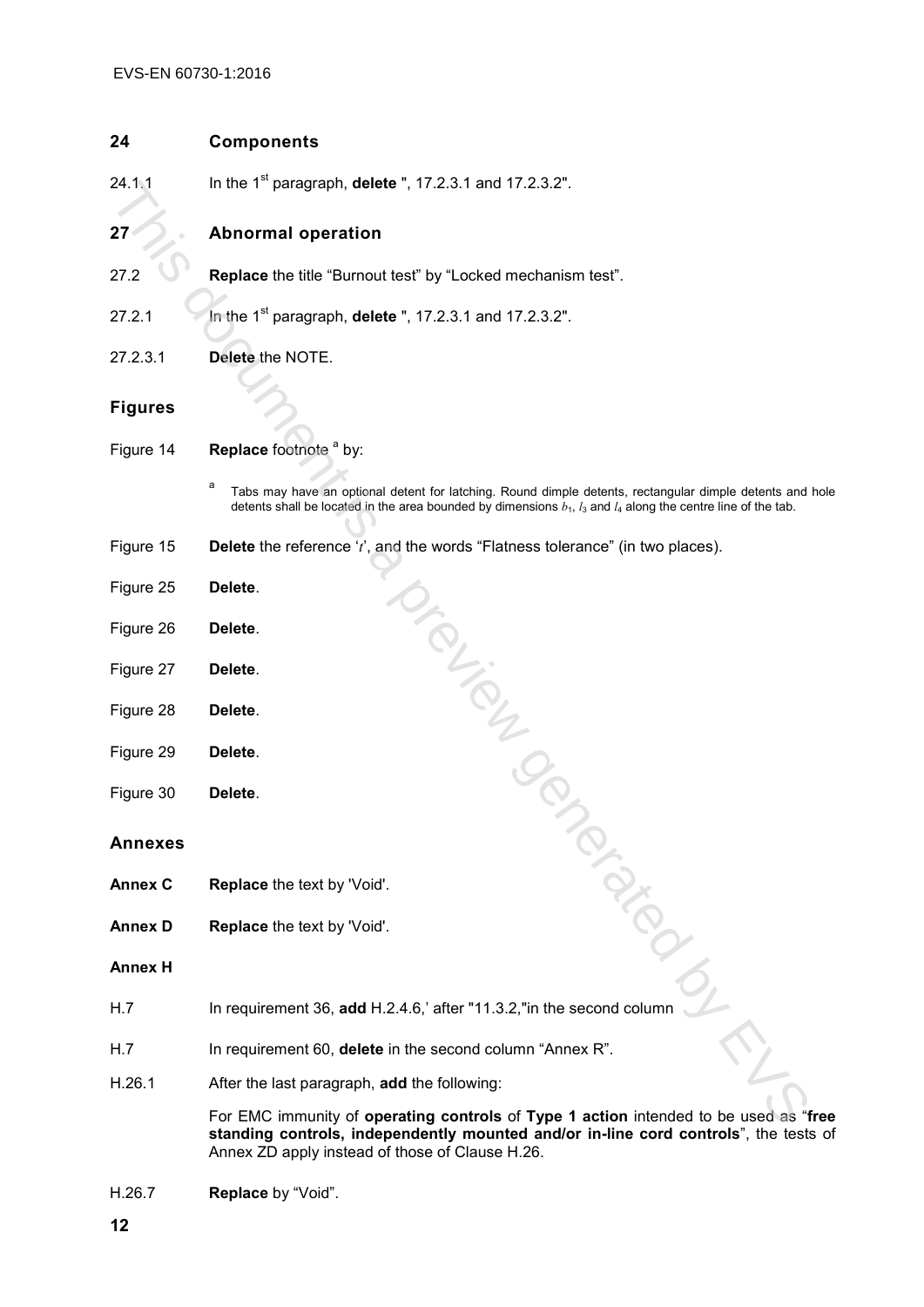## 24 Components

24.1.1 In the 1st paragraph, **delete** ", 17.2.3.1 and 17.2.3.2".

## 27 Abnormal operation

27.2 **Replace** the title "Burnout test" by "Locked mechanism test".

27.2.1 In the 1st paragraph, **delete** ", 17.2.3.1 and 17.2.3.2".

27.2.3.1 **Delete** the NOTE.

## Figures

Figure 14 **Replace** footnote [a] by:

> [a] Tabs may have an optional detent for latching. Round dimple detents, rectangular dimple detents and hole detents shall be located in the area bounded by dimensions $b_1$, $l_3$ and $l_4$ along the centre line of the tab.

Figure 15 **Delete** the reference '$t$', and the words "Flatness tolerance" (in two places).

Figure 25 **Delete**.

Figure 26 **Delete**.

Figure 27 **Delete**.

Figure 28 **Delete**.

Figure 29 **Delete**.

Figure 30 **Delete**.

## Annexes

**Annex C** **Replace** the text by 'Void'.

**Annex D** **Replace** the text by 'Void'.

**Annex H**

H.7 In requirement 36, **add** H.2.4.6,' after "11.3.2,"in the second column

H.7 In requirement 60, **delete** in the second column "Annex R".

H.26.1 After the last paragraph, **add** the following:

For EMC immunity of **operating controls** of **Type 1 action** intended to be used as "**free standing controls, independently mounted and/or in-line cord controls**", the tests of Annex ZD apply instead of those of Clause H.26.

H.26.7 **Replace** by "Void".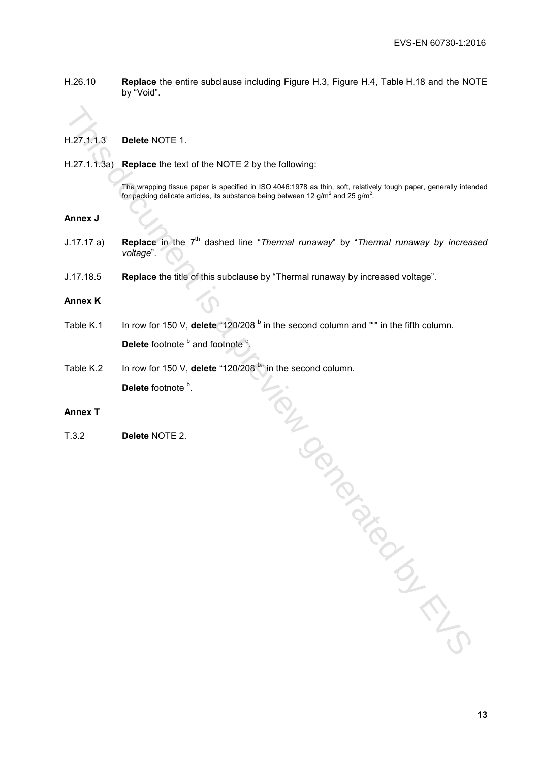H.26.10 **Replace** the entire subclause including Figure H.3, Figure H.4, Table H.18 and the NOTE by "Void".

H.27.1.1.3 **Delete** NOTE 1.

H.27.1.1.3a) **Replace** the text of the NOTE 2 by the following:

The wrapping tissue paper is specified in ISO 4046:1978 as thin, soft, relatively tough paper, generally intended for packing delicate articles, its substance being between 12 g/m$^2$ and 25 g/m$^2$.

**Annex J**

J.17.17 a) **Replace** in the 7th dashed line "*Thermal runaway*" by "*Thermal runaway by increased voltage*".

J.17.18.5 **Replace** the title of this subclause by "Thermal runaway by increased voltage".

**Annex K**

Table K.1 In row for 150 V, **delete** "120/208 [b] in the second column and "[c]" in the fifth column.

**Delete** footnote [b] and footnote [c].

Table K.2 In row for 150 V, **delete** "120/208 [b]" in the second column.

**Delete** footnote [b].

**Annex T**

T.3.2 **Delete** NOTE 2.